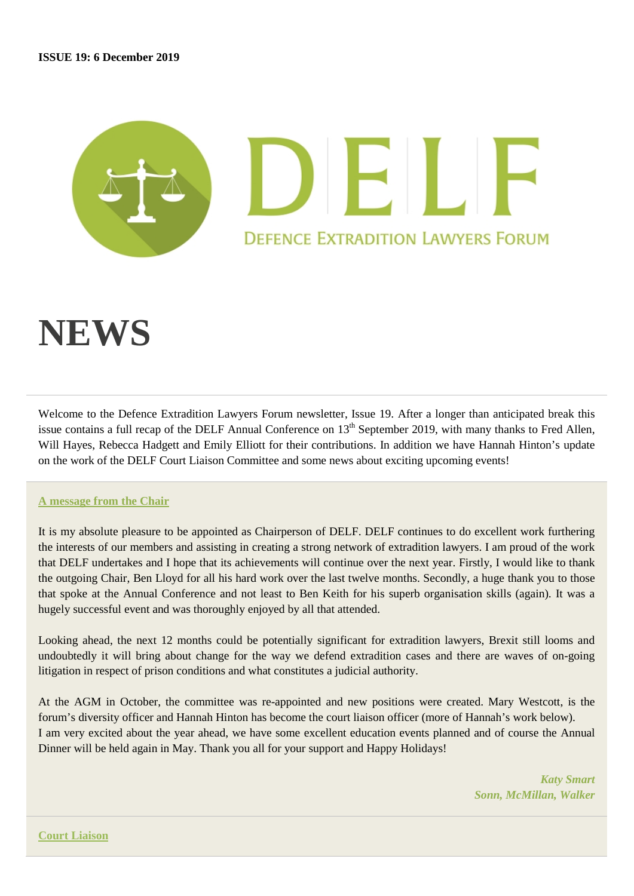**ISSUE 19: 6 December 2019**

DELF

DEFENCE EXTRADITION LAWYERS FORUM

# NEWS

Welcome to the Defence Extradition Lawyers Forum newsletter, Issue 19. After a longer than anticipated break this issue contains a full recap of the DELF Annual Conference on 13th September 2019, with many thanks to Fred Allen, Will Hayes, Rebecca Hadgett and Emily Elliott for their contributions. In addition we have Hannah Hinton's update on the work of the DELF Court Liaison Committee and some news about exciting upcoming events!

## A message from the Chair

It is my absolute pleasure to be appointed as Chairperson of DELF. DELF continues to do excellent work furthering the interests of our members and assisting in creating a strong network of extradition lawyers. I am proud of the work that DELF undertakes and I hope that its achievements will continue over the next year. Firstly, I would like to thank the outgoing Chair, Ben Lloyd for all his hard work over the last twelve months. Secondly, a huge thank you to those that spoke at the Annual Conference and not least to Ben Keith for his superb organisation skills (again). It was a hugely successful event and was thoroughly enjoyed by all that attended.

Looking ahead, the next 12 months could be potentially significant for extradition lawyers, Brexit still looms and undoubtedly it will bring about change for the way we defend extradition cases and there are waves of on-going litigation in respect of prison conditions and what constitutes a judicial authority.

At the AGM in October, the committee was re-appointed and new positions were created. Mary Westcott, is the forum's diversity officer and Hannah Hinton has become the court liaison officer (more of Hannah's work below).
I am very excited about the year ahead, we have some excellent education events planned and of course the Annual Dinner will be held again in May. Thank you all for your support and Happy Holidays!

*Katy Smart*
*Sonn, McMillan, Walker*

## Court Liaison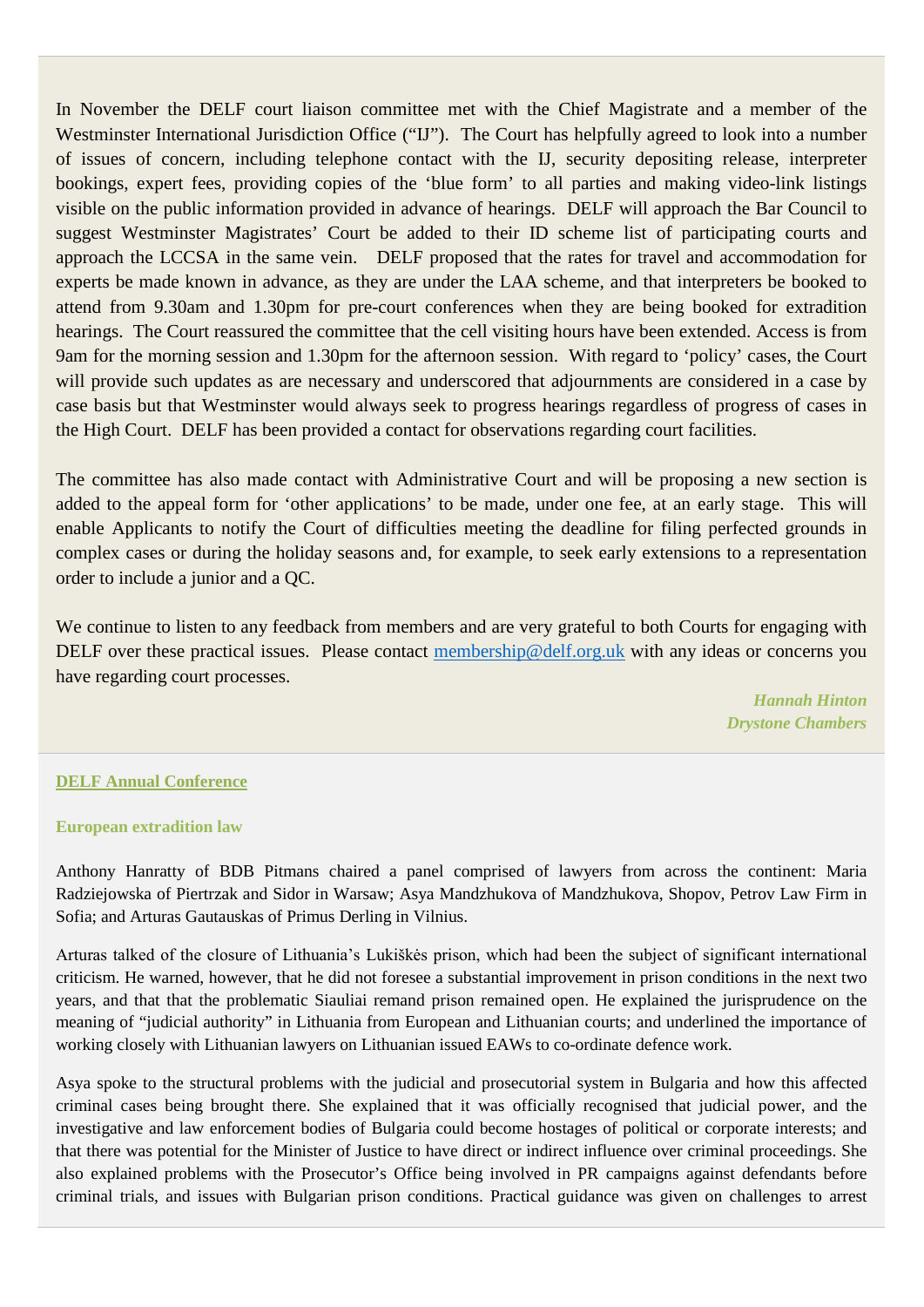In November the DELF court liaison committee met with the Chief Magistrate and a member of the Westminster International Jurisdiction Office ("IJ"). The Court has helpfully agreed to look into a number of issues of concern, including telephone contact with the IJ, security depositing release, interpreter bookings, expert fees, providing copies of the 'blue form' to all parties and making video-link listings visible on the public information provided in advance of hearings. DELF will approach the Bar Council to suggest Westminster Magistrates' Court be added to their ID scheme list of participating courts and approach the LCCSA in the same vein. DELF proposed that the rates for travel and accommodation for experts be made known in advance, as they are under the LAA scheme, and that interpreters be booked to attend from 9.30am and 1.30pm for pre-court conferences when they are being booked for extradition hearings. The Court reassured the committee that the cell visiting hours have been extended. Access is from 9am for the morning session and 1.30pm for the afternoon session. With regard to 'policy' cases, the Court will provide such updates as are necessary and underscored that adjournments are considered in a case by case basis but that Westminster would always seek to progress hearings regardless of progress of cases in the High Court. DELF has been provided a contact for observations regarding court facilities.

The committee has also made contact with Administrative Court and will be proposing a new section is added to the appeal form for 'other applications' to be made, under one fee, at an early stage. This will enable Applicants to notify the Court of difficulties meeting the deadline for filing perfected grounds in complex cases or during the holiday seasons and, for example, to seek early extensions to a representation order to include a junior and a QC.

We continue to listen to any feedback from members and are very grateful to both Courts for engaging with DELF over these practical issues. Please contact membership@delf.org.uk with any ideas or concerns you have regarding court processes.

*Hannah Hinton*
*Drystone Chambers*

## DELF Annual Conference

### European extradition law

Anthony Hanratty of BDB Pitmans chaired a panel comprised of lawyers from across the continent: Maria Radziejowska of Piertrzak and Sidor in Warsaw; Asya Mandzhukova of Mandzhukova, Shopov, Petrov Law Firm in Sofia; and Arturas Gautauskas of Primus Derling in Vilnius.

Arturas talked of the closure of Lithuania's Lukiškės prison, which had been the subject of significant international criticism. He warned, however, that he did not foresee a substantial improvement in prison conditions in the next two years, and that that the problematic Siauliai remand prison remained open. He explained the jurisprudence on the meaning of "judicial authority" in Lithuania from European and Lithuanian courts; and underlined the importance of working closely with Lithuanian lawyers on Lithuanian issued EAWs to co-ordinate defence work.

Asya spoke to the structural problems with the judicial and prosecutorial system in Bulgaria and how this affected criminal cases being brought there. She explained that it was officially recognised that judicial power, and the investigative and law enforcement bodies of Bulgaria could become hostages of political or corporate interests; and that there was potential for the Minister of Justice to have direct or indirect influence over criminal proceedings. She also explained problems with the Prosecutor's Office being involved in PR campaigns against defendants before criminal trials, and issues with Bulgarian prison conditions. Practical guidance was given on challenges to arrest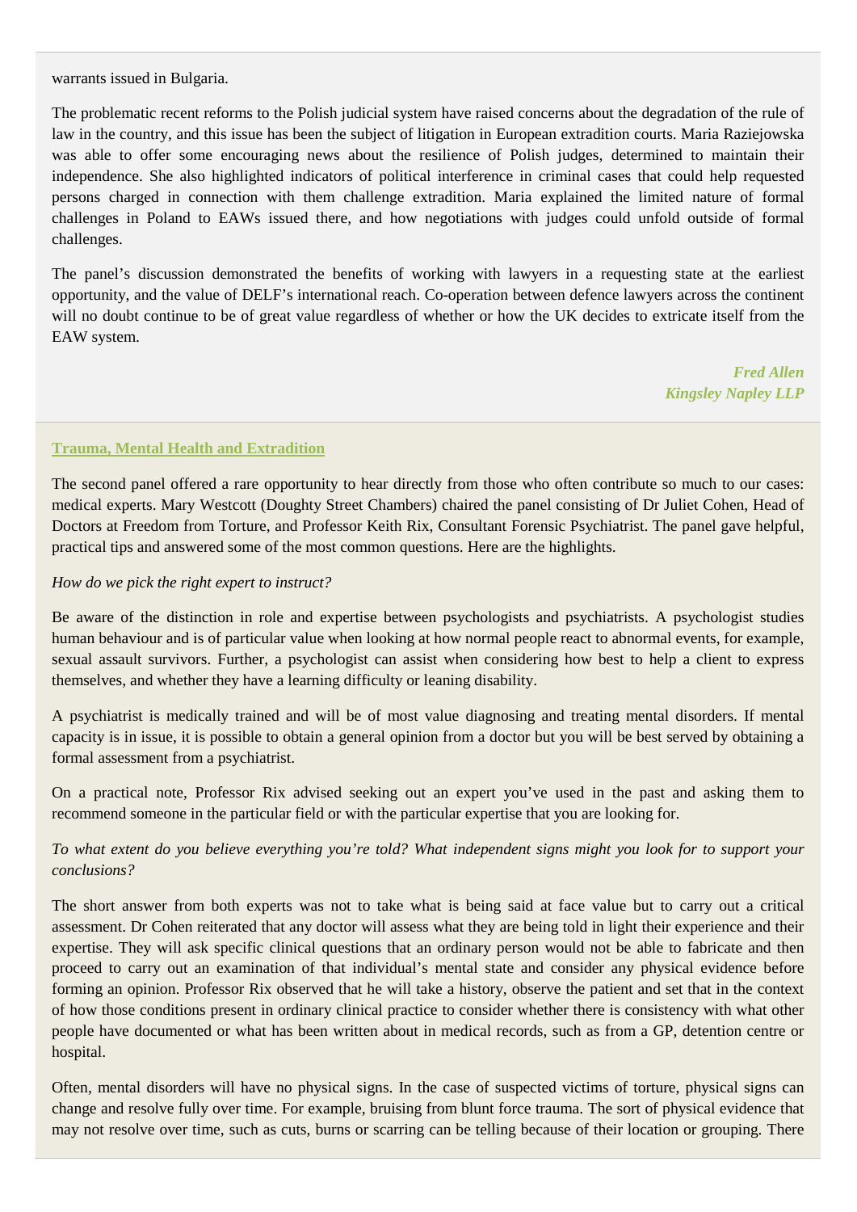warrants issued in Bulgaria.

The problematic recent reforms to the Polish judicial system have raised concerns about the degradation of the rule of law in the country, and this issue has been the subject of litigation in European extradition courts. Maria Raziejowska was able to offer some encouraging news about the resilience of Polish judges, determined to maintain their independence. She also highlighted indicators of political interference in criminal cases that could help requested persons charged in connection with them challenge extradition. Maria explained the limited nature of formal challenges in Poland to EAWs issued there, and how negotiations with judges could unfold outside of formal challenges.

The panel's discussion demonstrated the benefits of working with lawyers in a requesting state at the earliest opportunity, and the value of DELF's international reach. Co-operation between defence lawyers across the continent will no doubt continue to be of great value regardless of whether or how the UK decides to extricate itself from the EAW system.

***Fred Allen***
***Kingsley Napley LLP***

## Trauma, Mental Health and Extradition

The second panel offered a rare opportunity to hear directly from those who often contribute so much to our cases: medical experts. Mary Westcott (Doughty Street Chambers) chaired the panel consisting of Dr Juliet Cohen, Head of Doctors at Freedom from Torture, and Professor Keith Rix, Consultant Forensic Psychiatrist. The panel gave helpful, practical tips and answered some of the most common questions. Here are the highlights.

*How do we pick the right expert to instruct?*

Be aware of the distinction in role and expertise between psychologists and psychiatrists. A psychologist studies human behaviour and is of particular value when looking at how normal people react to abnormal events, for example, sexual assault survivors. Further, a psychologist can assist when considering how best to help a client to express themselves, and whether they have a learning difficulty or leaning disability.

A psychiatrist is medically trained and will be of most value diagnosing and treating mental disorders. If mental capacity is in issue, it is possible to obtain a general opinion from a doctor but you will be best served by obtaining a formal assessment from a psychiatrist.

On a practical note, Professor Rix advised seeking out an expert you've used in the past and asking them to recommend someone in the particular field or with the particular expertise that you are looking for.

*To what extent do you believe everything you're told? What independent signs might you look for to support your conclusions?*

The short answer from both experts was not to take what is being said at face value but to carry out a critical assessment. Dr Cohen reiterated that any doctor will assess what they are being told in light their experience and their expertise. They will ask specific clinical questions that an ordinary person would not be able to fabricate and then proceed to carry out an examination of that individual's mental state and consider any physical evidence before forming an opinion. Professor Rix observed that he will take a history, observe the patient and set that in the context of how those conditions present in ordinary clinical practice to consider whether there is consistency with what other people have documented or what has been written about in medical records, such as from a GP, detention centre or hospital.

Often, mental disorders will have no physical signs. In the case of suspected victims of torture, physical signs can change and resolve fully over time. For example, bruising from blunt force trauma. The sort of physical evidence that may not resolve over time, such as cuts, burns or scarring can be telling because of their location or grouping. There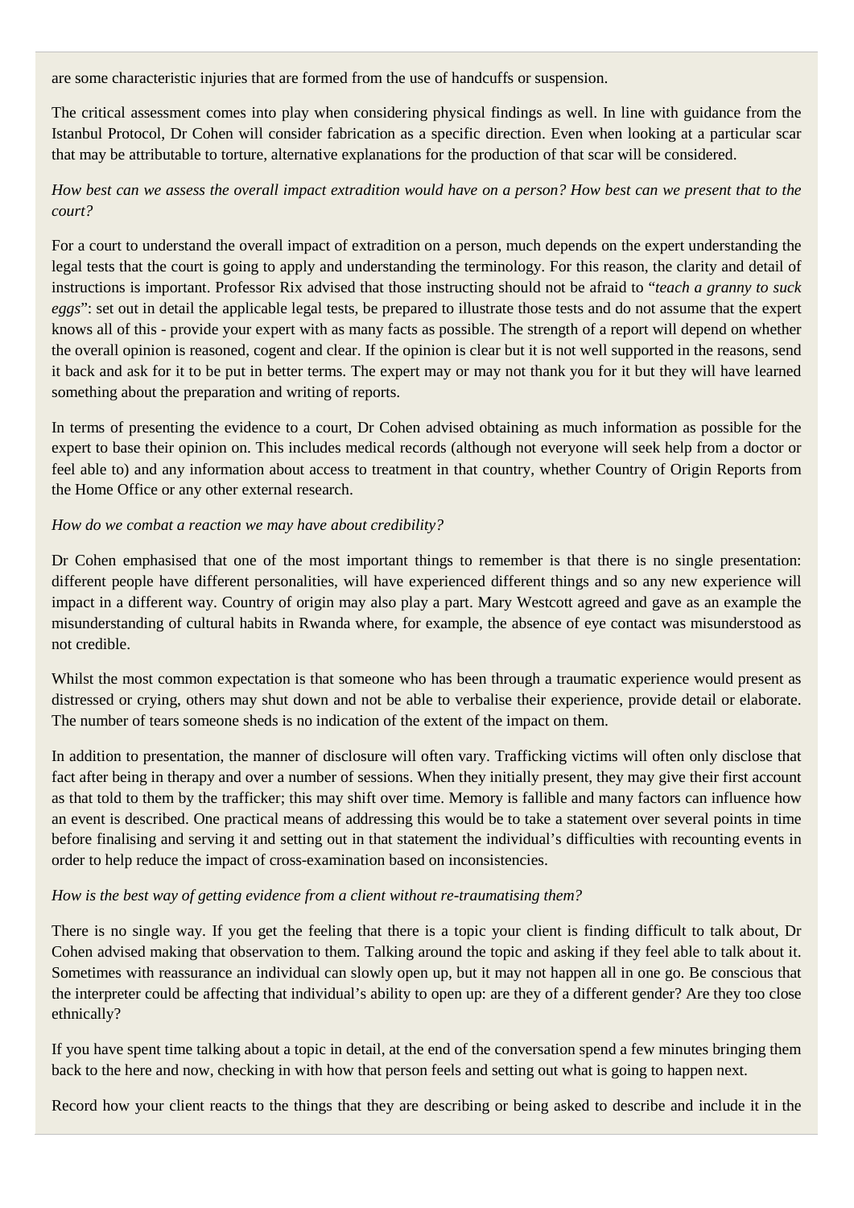are some characteristic injuries that are formed from the use of handcuffs or suspension.

The critical assessment comes into play when considering physical findings as well. In line with guidance from the Istanbul Protocol, Dr Cohen will consider fabrication as a specific direction. Even when looking at a particular scar that may be attributable to torture, alternative explanations for the production of that scar will be considered.

*How best can we assess the overall impact extradition would have on a person? How best can we present that to the court?*

For a court to understand the overall impact of extradition on a person, much depends on the expert understanding the legal tests that the court is going to apply and understanding the terminology. For this reason, the clarity and detail of instructions is important. Professor Rix advised that those instructing should not be afraid to "*teach a granny to suck eggs*": set out in detail the applicable legal tests, be prepared to illustrate those tests and do not assume that the expert knows all of this - provide your expert with as many facts as possible. The strength of a report will depend on whether the overall opinion is reasoned, cogent and clear. If the opinion is clear but it is not well supported in the reasons, send it back and ask for it to be put in better terms. The expert may or may not thank you for it but they will have learned something about the preparation and writing of reports.

In terms of presenting the evidence to a court, Dr Cohen advised obtaining as much information as possible for the expert to base their opinion on. This includes medical records (although not everyone will seek help from a doctor or feel able to) and any information about access to treatment in that country, whether Country of Origin Reports from the Home Office or any other external research.

*How do we combat a reaction we may have about credibility?*

Dr Cohen emphasised that one of the most important things to remember is that there is no single presentation: different people have different personalities, will have experienced different things and so any new experience will impact in a different way. Country of origin may also play a part. Mary Westcott agreed and gave as an example the misunderstanding of cultural habits in Rwanda where, for example, the absence of eye contact was misunderstood as not credible.

Whilst the most common expectation is that someone who has been through a traumatic experience would present as distressed or crying, others may shut down and not be able to verbalise their experience, provide detail or elaborate. The number of tears someone sheds is no indication of the extent of the impact on them.

In addition to presentation, the manner of disclosure will often vary. Trafficking victims will often only disclose that fact after being in therapy and over a number of sessions. When they initially present, they may give their first account as that told to them by the trafficker; this may shift over time. Memory is fallible and many factors can influence how an event is described. One practical means of addressing this would be to take a statement over several points in time before finalising and serving it and setting out in that statement the individual's difficulties with recounting events in order to help reduce the impact of cross-examination based on inconsistencies.

*How is the best way of getting evidence from a client without re-traumatising them?*

There is no single way. If you get the feeling that there is a topic your client is finding difficult to talk about, Dr Cohen advised making that observation to them. Talking around the topic and asking if they feel able to talk about it. Sometimes with reassurance an individual can slowly open up, but it may not happen all in one go. Be conscious that the interpreter could be affecting that individual's ability to open up: are they of a different gender? Are they too close ethnically?

If you have spent time talking about a topic in detail, at the end of the conversation spend a few minutes bringing them back to the here and now, checking in with how that person feels and setting out what is going to happen next.

Record how your client reacts to the things that they are describing or being asked to describe and include it in the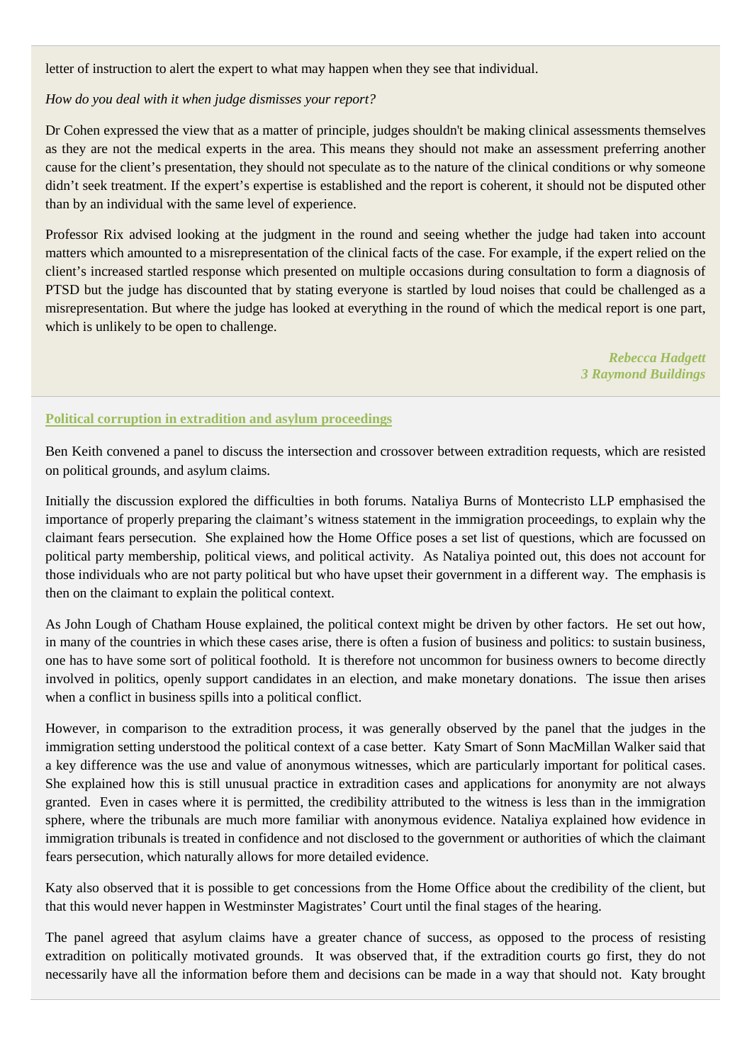letter of instruction to alert the expert to what may happen when they see that individual.

*How do you deal with it when judge dismisses your report?*

Dr Cohen expressed the view that as a matter of principle, judges shouldn't be making clinical assessments themselves as they are not the medical experts in the area. This means they should not make an assessment preferring another cause for the client's presentation, they should not speculate as to the nature of the clinical conditions or why someone didn't seek treatment. If the expert's expertise is established and the report is coherent, it should not be disputed other than by an individual with the same level of experience.

Professor Rix advised looking at the judgment in the round and seeing whether the judge had taken into account matters which amounted to a misrepresentation of the clinical facts of the case. For example, if the expert relied on the client's increased startled response which presented on multiple occasions during consultation to form a diagnosis of PTSD but the judge has discounted that by stating everyone is startled by loud noises that could be challenged as a misrepresentation. But where the judge has looked at everything in the round of which the medical report is one part, which is unlikely to be open to challenge.

***Rebecca Hadgett***
***3 Raymond Buildings***

## Political corruption in extradition and asylum proceedings

Ben Keith convened a panel to discuss the intersection and crossover between extradition requests, which are resisted on political grounds, and asylum claims.

Initially the discussion explored the difficulties in both forums. Nataliya Burns of Montecristo LLP emphasised the importance of properly preparing the claimant's witness statement in the immigration proceedings, to explain why the claimant fears persecution. She explained how the Home Office poses a set list of questions, which are focussed on political party membership, political views, and political activity. As Nataliya pointed out, this does not account for those individuals who are not party political but who have upset their government in a different way. The emphasis is then on the claimant to explain the political context.

As John Lough of Chatham House explained, the political context might be driven by other factors. He set out how, in many of the countries in which these cases arise, there is often a fusion of business and politics: to sustain business, one has to have some sort of political foothold. It is therefore not uncommon for business owners to become directly involved in politics, openly support candidates in an election, and make monetary donations. The issue then arises when a conflict in business spills into a political conflict.

However, in comparison to the extradition process, it was generally observed by the panel that the judges in the immigration setting understood the political context of a case better. Katy Smart of Sonn MacMillan Walker said that a key difference was the use and value of anonymous witnesses, which are particularly important for political cases. She explained how this is still unusual practice in extradition cases and applications for anonymity are not always granted. Even in cases where it is permitted, the credibility attributed to the witness is less than in the immigration sphere, where the tribunals are much more familiar with anonymous evidence. Nataliya explained how evidence in immigration tribunals is treated in confidence and not disclosed to the government or authorities of which the claimant fears persecution, which naturally allows for more detailed evidence.

Katy also observed that it is possible to get concessions from the Home Office about the credibility of the client, but that this would never happen in Westminster Magistrates' Court until the final stages of the hearing.

The panel agreed that asylum claims have a greater chance of success, as opposed to the process of resisting extradition on politically motivated grounds. It was observed that, if the extradition courts go first, they do not necessarily have all the information before them and decisions can be made in a way that should not. Katy brought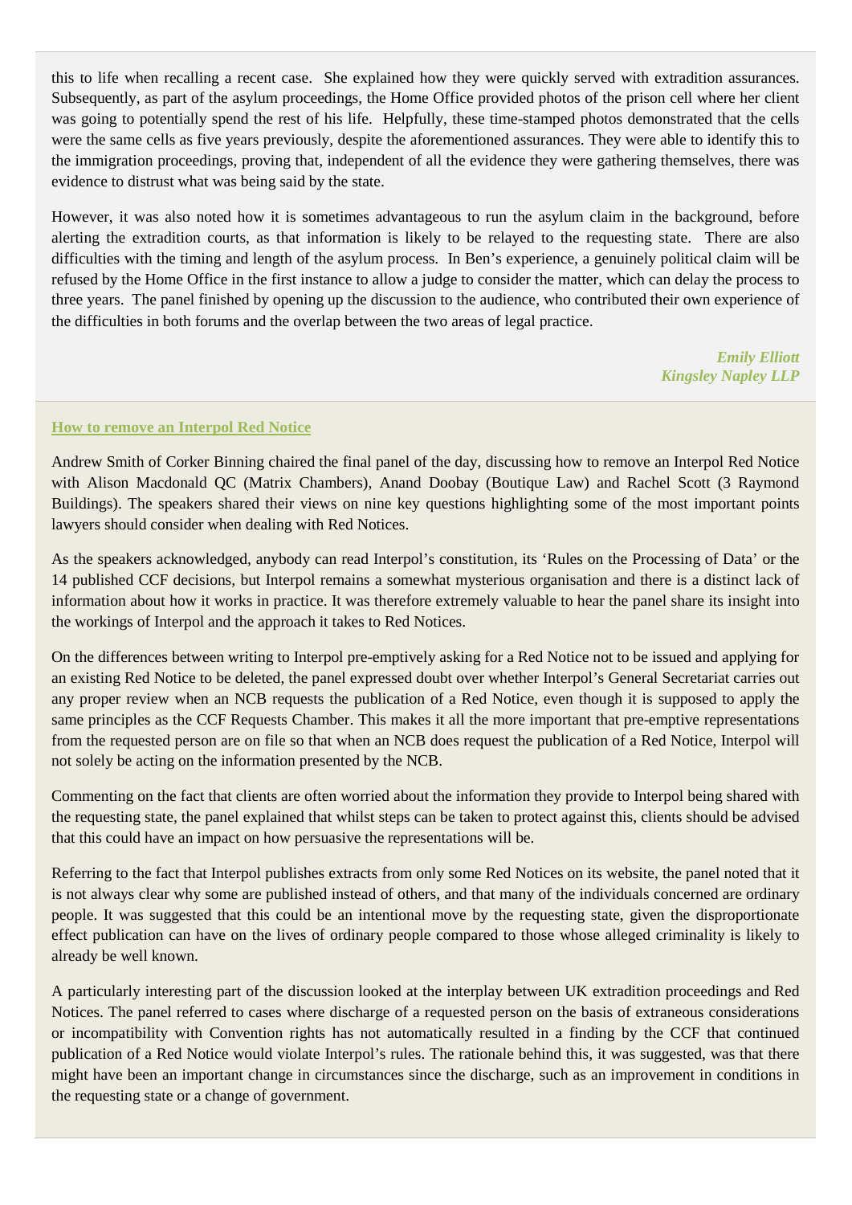this to life when recalling a recent case. She explained how they were quickly served with extradition assurances. Subsequently, as part of the asylum proceedings, the Home Office provided photos of the prison cell where her client was going to potentially spend the rest of his life. Helpfully, these time-stamped photos demonstrated that the cells were the same cells as five years previously, despite the aforementioned assurances. They were able to identify this to the immigration proceedings, proving that, independent of all the evidence they were gathering themselves, there was evidence to distrust what was being said by the state.

However, it was also noted how it is sometimes advantageous to run the asylum claim in the background, before alerting the extradition courts, as that information is likely to be relayed to the requesting state. There are also difficulties with the timing and length of the asylum process. In Ben's experience, a genuinely political claim will be refused by the Home Office in the first instance to allow a judge to consider the matter, which can delay the process to three years. The panel finished by opening up the discussion to the audience, who contributed their own experience of the difficulties in both forums and the overlap between the two areas of legal practice.

*Emily Elliott*
*Kingsley Napley LLP*

## How to remove an Interpol Red Notice

Andrew Smith of Corker Binning chaired the final panel of the day, discussing how to remove an Interpol Red Notice with Alison Macdonald QC (Matrix Chambers), Anand Doobay (Boutique Law) and Rachel Scott (3 Raymond Buildings). The speakers shared their views on nine key questions highlighting some of the most important points lawyers should consider when dealing with Red Notices.

As the speakers acknowledged, anybody can read Interpol's constitution, its 'Rules on the Processing of Data' or the 14 published CCF decisions, but Interpol remains a somewhat mysterious organisation and there is a distinct lack of information about how it works in practice. It was therefore extremely valuable to hear the panel share its insight into the workings of Interpol and the approach it takes to Red Notices.

On the differences between writing to Interpol pre-emptively asking for a Red Notice not to be issued and applying for an existing Red Notice to be deleted, the panel expressed doubt over whether Interpol's General Secretariat carries out any proper review when an NCB requests the publication of a Red Notice, even though it is supposed to apply the same principles as the CCF Requests Chamber. This makes it all the more important that pre-emptive representations from the requested person are on file so that when an NCB does request the publication of a Red Notice, Interpol will not solely be acting on the information presented by the NCB.

Commenting on the fact that clients are often worried about the information they provide to Interpol being shared with the requesting state, the panel explained that whilst steps can be taken to protect against this, clients should be advised that this could have an impact on how persuasive the representations will be.

Referring to the fact that Interpol publishes extracts from only some Red Notices on its website, the panel noted that it is not always clear why some are published instead of others, and that many of the individuals concerned are ordinary people. It was suggested that this could be an intentional move by the requesting state, given the disproportionate effect publication can have on the lives of ordinary people compared to those whose alleged criminality is likely to already be well known.

A particularly interesting part of the discussion looked at the interplay between UK extradition proceedings and Red Notices. The panel referred to cases where discharge of a requested person on the basis of extraneous considerations or incompatibility with Convention rights has not automatically resulted in a finding by the CCF that continued publication of a Red Notice would violate Interpol's rules. The rationale behind this, it was suggested, was that there might have been an important change in circumstances since the discharge, such as an improvement in conditions in the requesting state or a change of government.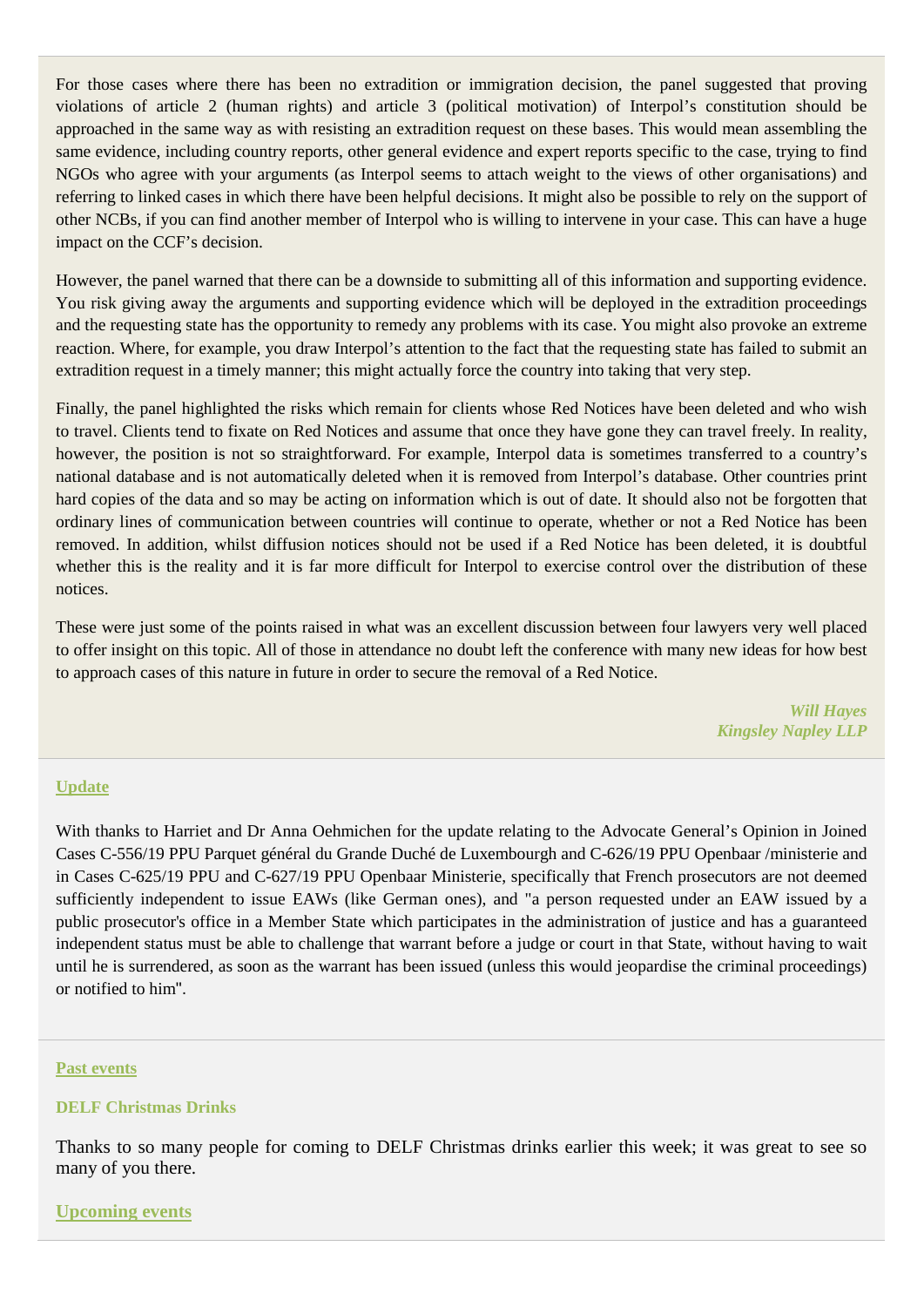For those cases where there has been no extradition or immigration decision, the panel suggested that proving violations of article 2 (human rights) and article 3 (political motivation) of Interpol's constitution should be approached in the same way as with resisting an extradition request on these bases. This would mean assembling the same evidence, including country reports, other general evidence and expert reports specific to the case, trying to find NGOs who agree with your arguments (as Interpol seems to attach weight to the views of other organisations) and referring to linked cases in which there have been helpful decisions. It might also be possible to rely on the support of other NCBs, if you can find another member of Interpol who is willing to intervene in your case. This can have a huge impact on the CCF's decision.

However, the panel warned that there can be a downside to submitting all of this information and supporting evidence. You risk giving away the arguments and supporting evidence which will be deployed in the extradition proceedings and the requesting state has the opportunity to remedy any problems with its case. You might also provoke an extreme reaction. Where, for example, you draw Interpol's attention to the fact that the requesting state has failed to submit an extradition request in a timely manner; this might actually force the country into taking that very step.

Finally, the panel highlighted the risks which remain for clients whose Red Notices have been deleted and who wish to travel. Clients tend to fixate on Red Notices and assume that once they have gone they can travel freely. In reality, however, the position is not so straightforward. For example, Interpol data is sometimes transferred to a country's national database and is not automatically deleted when it is removed from Interpol's database. Other countries print hard copies of the data and so may be acting on information which is out of date. It should also not be forgotten that ordinary lines of communication between countries will continue to operate, whether or not a Red Notice has been removed. In addition, whilst diffusion notices should not be used if a Red Notice has been deleted, it is doubtful whether this is the reality and it is far more difficult for Interpol to exercise control over the distribution of these notices.

These were just some of the points raised in what was an excellent discussion between four lawyers very well placed to offer insight on this topic. All of those in attendance no doubt left the conference with many new ideas for how best to approach cases of this nature in future in order to secure the removal of a Red Notice.

*Will Hayes*
*Kingsley Napley LLP*

## Update

With thanks to Harriet and Dr Anna Oehmichen for the update relating to the Advocate General's Opinion in Joined Cases C-556/19 PPU Parquet général du Grande Duché de Luxembourgh and C-626/19 PPU Openbaar /ministerie and in Cases C-625/19 PPU and C-627/19 PPU Openbaar Ministerie, specifically that French prosecutors are not deemed sufficiently independent to issue EAWs (like German ones), and "a person requested under an EAW issued by a public prosecutor's office in a Member State which participates in the administration of justice and has a guaranteed independent status must be able to challenge that warrant before a judge or court in that State, without having to wait until he is surrendered, as soon as the warrant has been issued (unless this would jeopardise the criminal proceedings) or notified to him".

## Past events

### DELF Christmas Drinks

Thanks to so many people for coming to DELF Christmas drinks earlier this week; it was great to see so many of you there.

## Upcoming events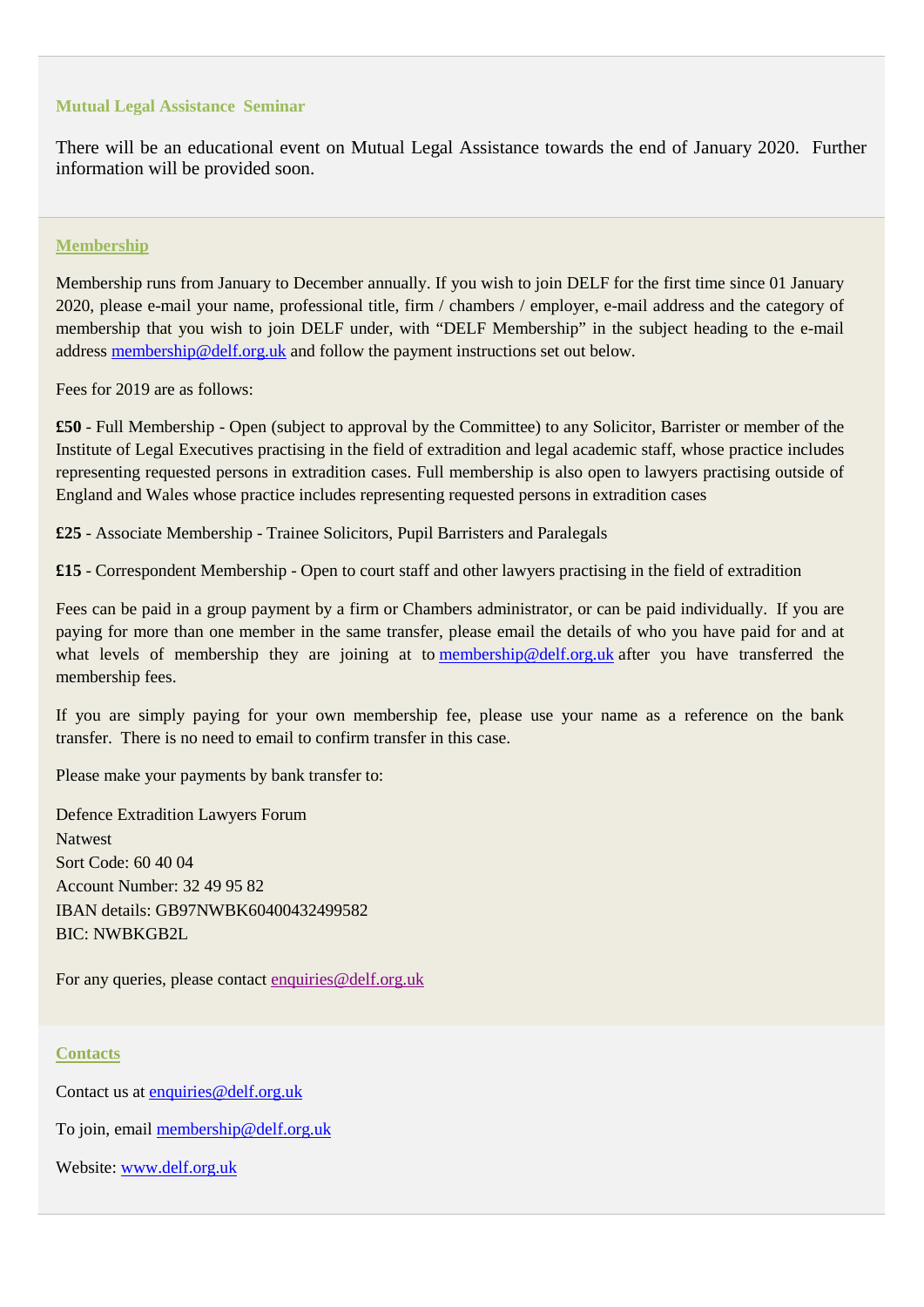## Mutual Legal Assistance Seminar

There will be an educational event on Mutual Legal Assistance towards the end of January 2020. Further information will be provided soon.

## Membership

Membership runs from January to December annually. If you wish to join DELF for the first time since 01 January 2020, please e-mail your name, professional title, firm / chambers / employer, e-mail address and the category of membership that you wish to join DELF under, with "DELF Membership" in the subject heading to the e-mail address membership@delf.org.uk and follow the payment instructions set out below.

Fees for 2019 are as follows:

**£50** - Full Membership - Open (subject to approval by the Committee) to any Solicitor, Barrister or member of the Institute of Legal Executives practising in the field of extradition and legal academic staff, whose practice includes representing requested persons in extradition cases. Full membership is also open to lawyers practising outside of England and Wales whose practice includes representing requested persons in extradition cases

**£25** - Associate Membership - Trainee Solicitors, Pupil Barristers and Paralegals

**£15** - Correspondent Membership - Open to court staff and other lawyers practising in the field of extradition

Fees can be paid in a group payment by a firm or Chambers administrator, or can be paid individually. If you are paying for more than one member in the same transfer, please email the details of who you have paid for and at what levels of membership they are joining at to membership@delf.org.uk after you have transferred the membership fees.

If you are simply paying for your own membership fee, please use your name as a reference on the bank transfer. There is no need to email to confirm transfer in this case.

Please make your payments by bank transfer to:

Defence Extradition Lawyers Forum
Natwest
Sort Code: 60 40 04
Account Number: 32 49 95 82
IBAN details: GB97NWBK60400432499582
BIC: NWBKGB2L

For any queries, please contact enquiries@delf.org.uk

## Contacts

Contact us at enquiries@delf.org.uk

To join, email membership@delf.org.uk

Website: www.delf.org.uk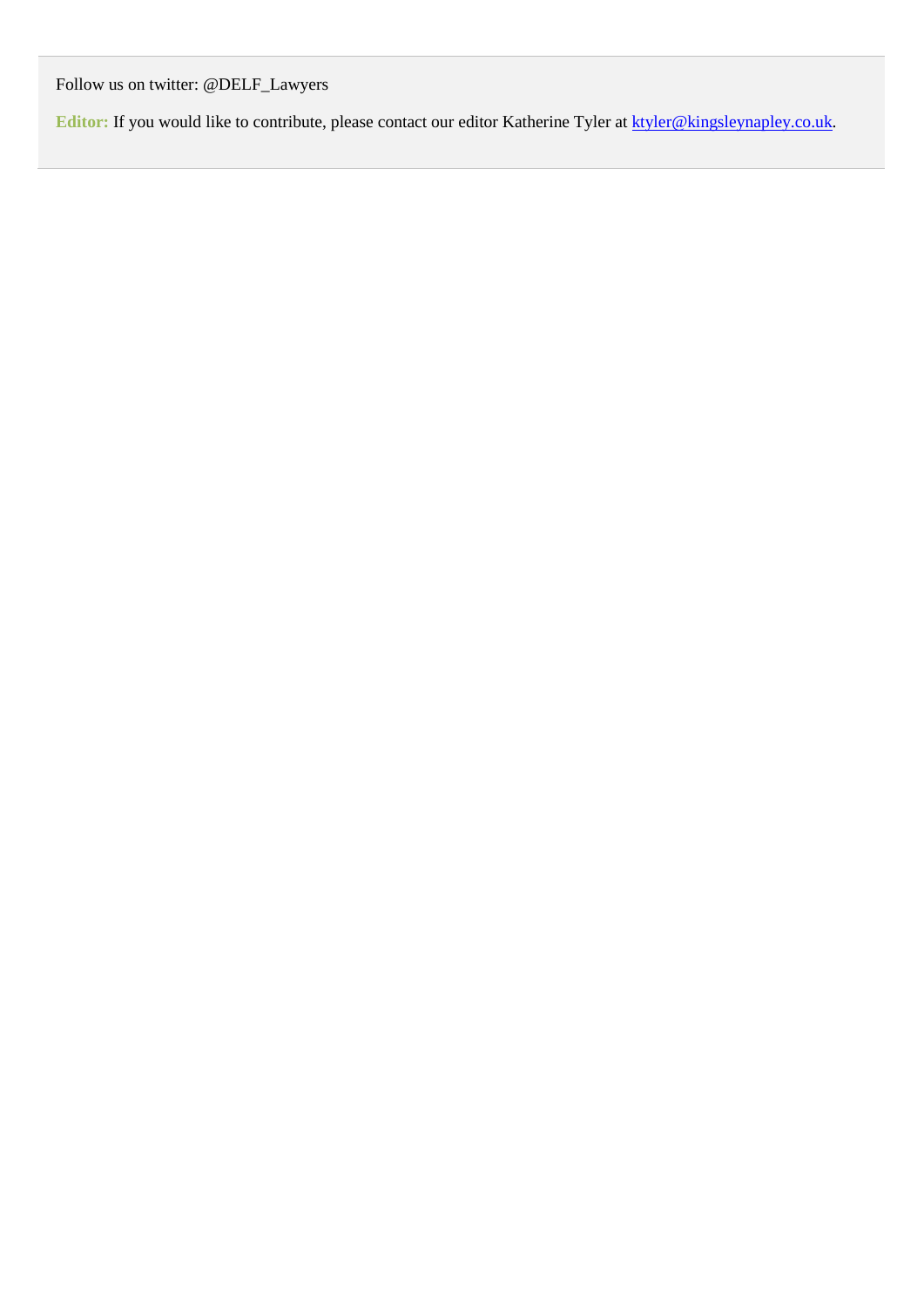Follow us on twitter: @DELF_Lawyers

**Editor:** If you would like to contribute, please contact our editor Katherine Tyler at [ktyler@kingsleynapley.co.uk](mailto:ktyler@kingsleynapley.co.uk).